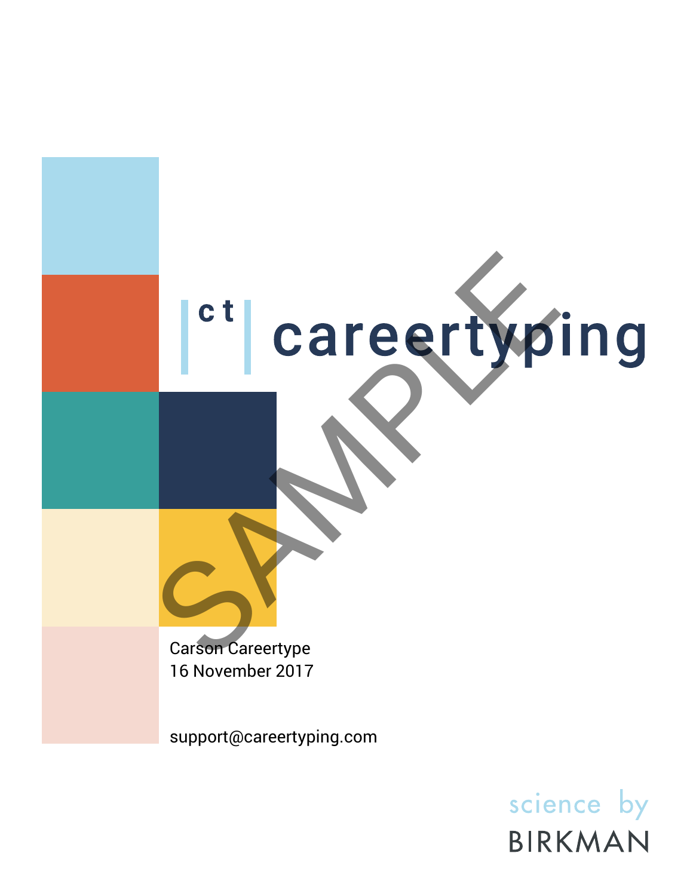# careertyping

SAMPLE

Carson Careertype
16 November 2017

support@careertyping.com

science by BIRKMAN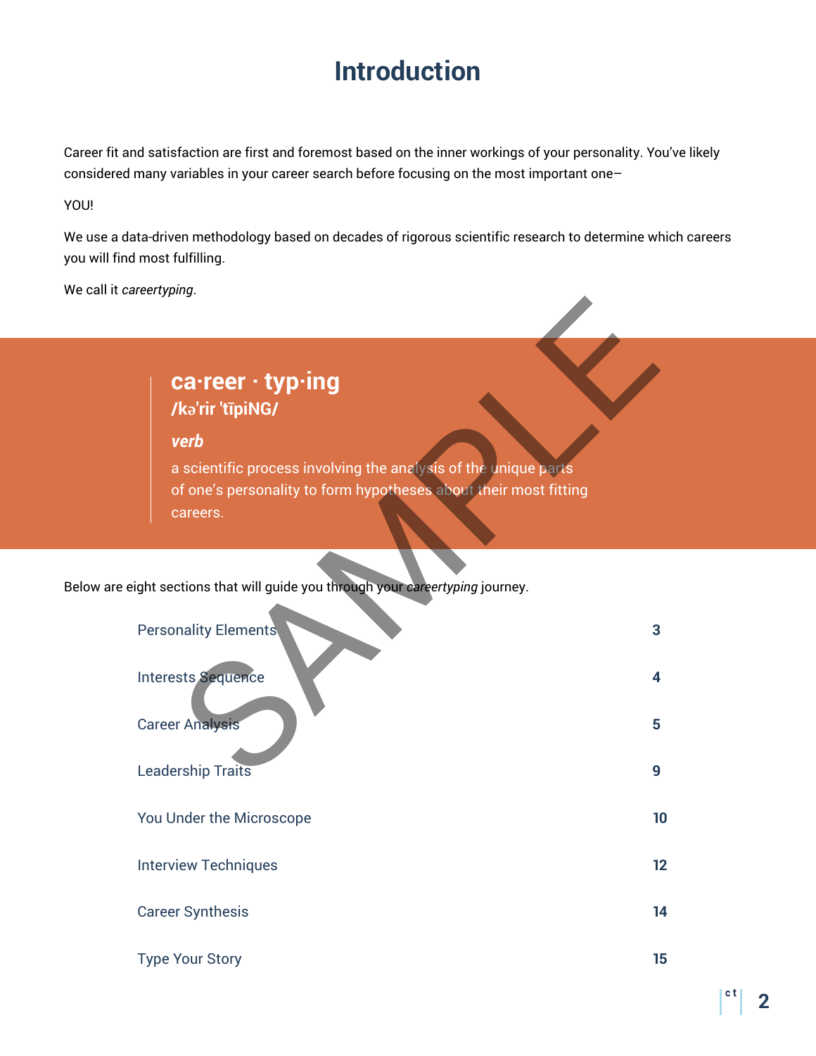# Introduction

Career fit and satisfaction are first and foremost based on the inner workings of your personality. You've likely considered many variables in your career search before focusing on the most important one–

YOU!

We use a data-driven methodology based on decades of rigorous scientific research to determine which careers you will find most fulfilling.

We call it *careertyping*.

> **ca·reer · typ·ing**
> **/kə'rir 'tīpiNG/**
>
> ***verb***
>
> a scientific process involving the analysis of the unique parts of one's personality to form hypotheses about their most fitting careers.

Below are eight sections that will guide you through your *careertyping* journey.

| Section | Page |
| --- | --- |
| Personality Elements | 3 |
| Interests Sequence | 4 |
| Career Analysis | 5 |
| Leadership Traits | 9 |
| You Under the Microscope | 10 |
| Interview Techniques | 12 |
| Career Synthesis | 14 |
| Type Your Story | 15 |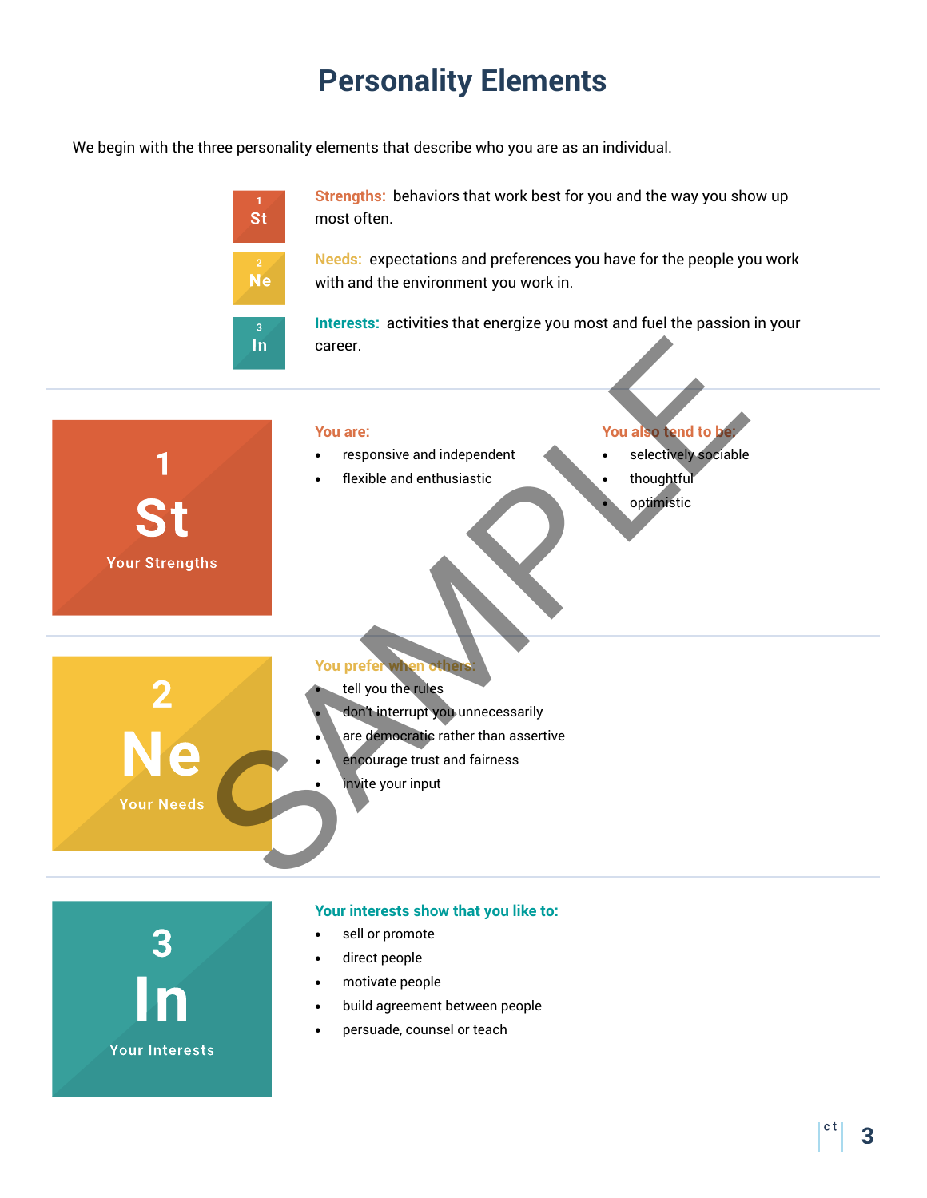# Personality Elements

We begin with the three personality elements that describe who you are as an individual.

**1 St** — **Strengths:** behaviors that work best for you and the way you show up most often.

**2 Ne** — **Needs:** expectations and preferences you have for the people you work with and the environment you work in.

**3 In** — **Interests:** activities that energize you most and fuel the passion in your career.

SAMPLE

## 1 St — Your Strengths

**You are:**

- responsive and independent
- flexible and enthusiastic

**You also tend to be:**

- selectively sociable
- thoughtful
- optimistic

## 2 Ne — Your Needs

**You prefer when others:**

- tell you the rules
- don't interrupt you unnecessarily
- are democratic rather than assertive
- encourage trust and fairness
- invite your input

## 3 In — Your Interests

**Your interests show that you like to:**

- sell or promote
- direct people
- motivate people
- build agreement between people
- persuade, counsel or teach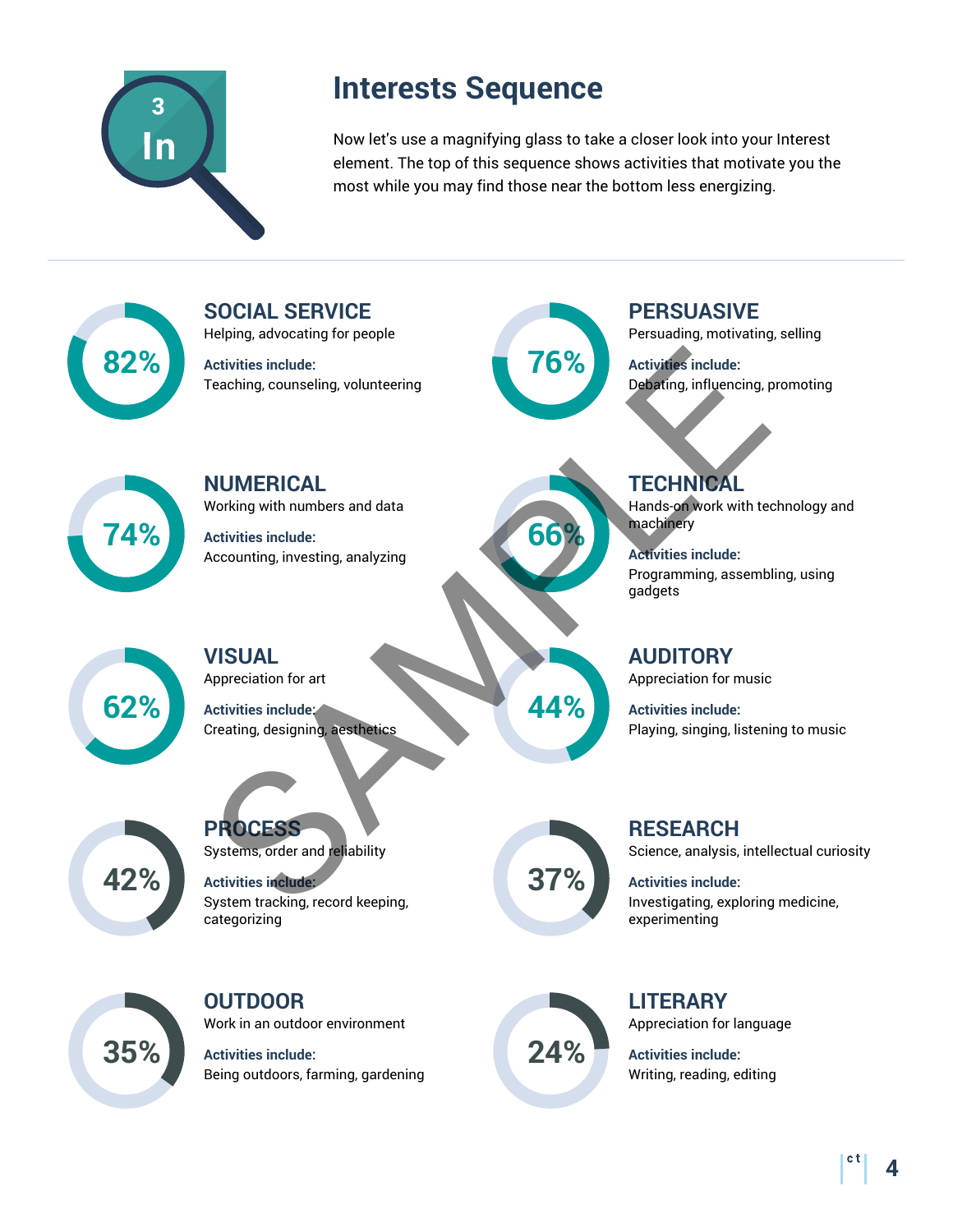# Interests Sequence

Now let's use a magnifying glass to take a closer look into your Interest element. The top of this sequence shows activities that motivate you the most while you may find those near the bottom less energizing.

## SOCIAL SERVICE

**82%**

Helping, advocating for people

**Activities include:**
Teaching, counseling, volunteering

## PERSUASIVE

**76%**

Persuading, motivating, selling

**Activities include:**
Debating, influencing, promoting

## NUMERICAL

**74%**

Working with numbers and data

**Activities include:**
Accounting, investing, analyzing

## TECHNICAL

**66%**

Hands-on work with technology and machinery

**Activities include:**
Programming, assembling, using gadgets

## VISUAL

**62%**

Appreciation for art

**Activities include:**
Creating, designing, aesthetics

## AUDITORY

**44%**

Appreciation for music

**Activities include:**
Playing, singing, listening to music

## PROCESS

**42%**

Systems, order and reliability

**Activities include:**
System tracking, record keeping, categorizing

## RESEARCH

**37%**

Science, analysis, intellectual curiosity

**Activities include:**
Investigating, exploring medicine, experimenting

## OUTDOOR

**35%**

Work in an outdoor environment

**Activities include:**
Being outdoors, farming, gardening

## LITERARY

**24%**

Appreciation for language

**Activities include:**
Writing, reading, editing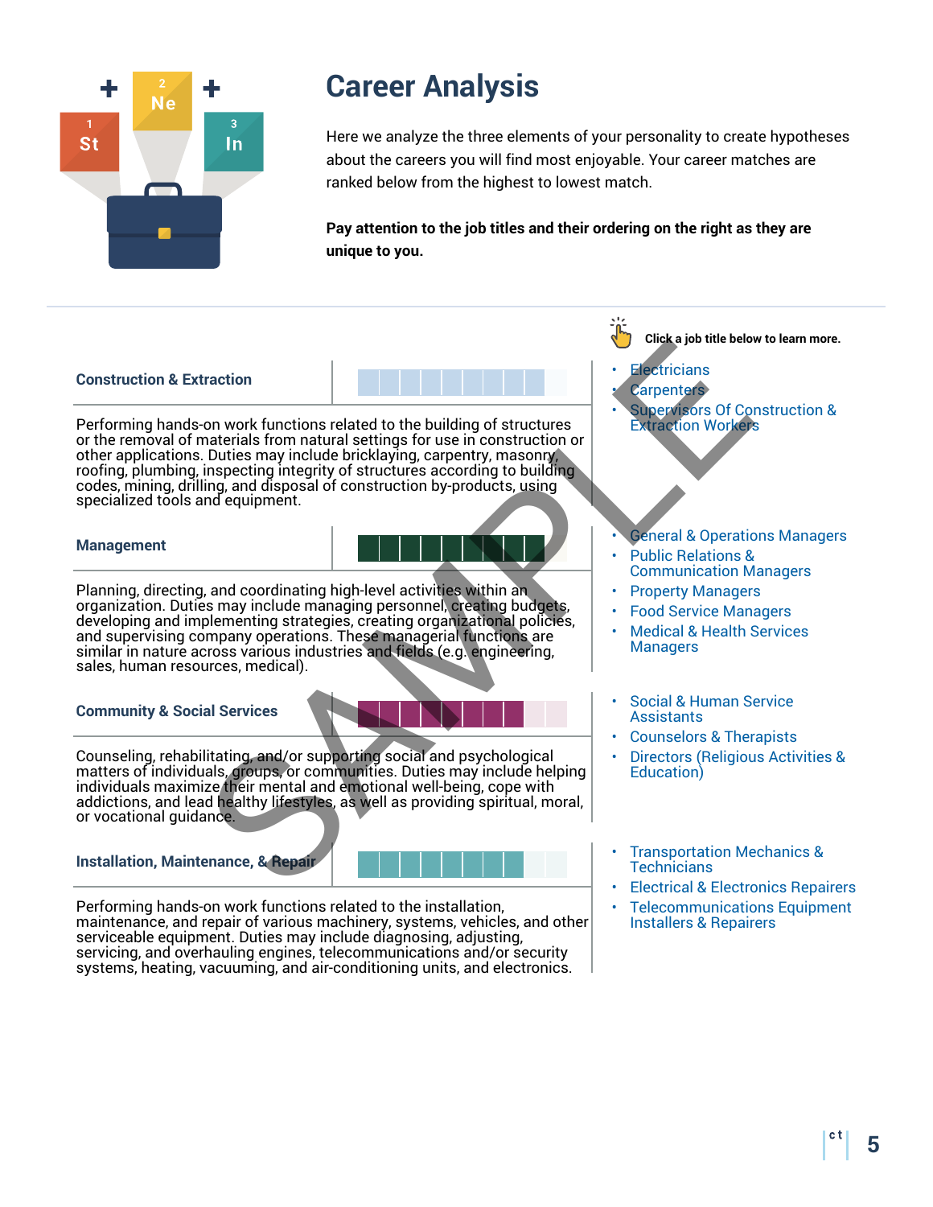# Career Analysis

Here we analyze the three elements of your personality to create hypotheses about the careers you will find most enjoyable. Your career matches are ranked below from the highest to lowest match.

**Pay attention to the job titles and their ordering on the right as they are unique to you.**

**Click a job title below to learn more.**

### Construction & Extraction

Performing hands-on work functions related to the building of structures or the removal of materials from natural settings for use in construction or other applications. Duties may include bricklaying, carpentry, masonry, roofing, plumbing, inspecting integrity of structures according to building codes, mining, drilling, and disposal of construction by-products, using specialized tools and equipment.

- Electricians
- Carpenters
- Supervisors Of Construction & Extraction Workers

### Management

Planning, directing, and coordinating high-level activities within an organization. Duties may include managing personnel, creating budgets, developing and implementing strategies, creating organizational policies, and supervising company operations. These managerial functions are similar in nature across various industries and fields (e.g. engineering, sales, human resources, medical).

- General & Operations Managers
- Public Relations & Communication Managers
- Property Managers
- Food Service Managers
- Medical & Health Services Managers

### Community & Social Services

Counseling, rehabilitating, and/or supporting social and psychological matters of individuals, groups, or communities. Duties may include helping individuals maximize their mental and emotional well-being, cope with addictions, and lead healthy lifestyles, as well as providing spiritual, moral, or vocational guidance.

- Social & Human Service Assistants
- Counselors & Therapists
- Directors (Religious Activities & Education)

### Installation, Maintenance, & Repair

Performing hands-on work functions related to the installation, maintenance, and repair of various machinery, systems, vehicles, and other serviceable equipment. Duties may include diagnosing, adjusting, servicing, and overhauling engines, telecommunications and/or security systems, heating, vacuuming, and air-conditioning units, and electronics.

- Transportation Mechanics & Technicians
- Electrical & Electronics Repairers
- Telecommunications Equipment Installers & Repairers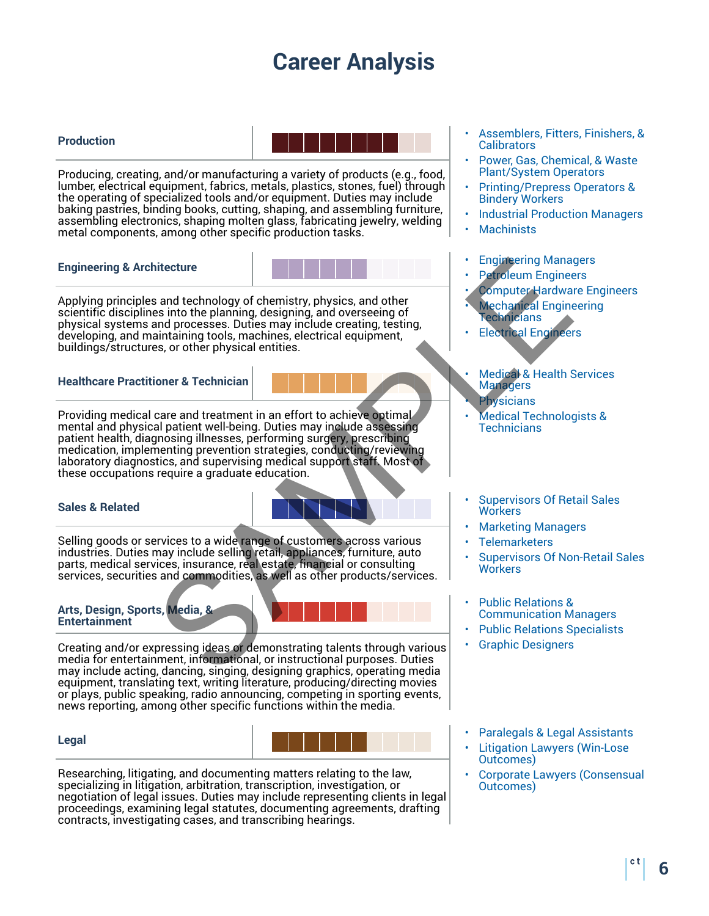# Career Analysis

### Production

Producing, creating, and/or manufacturing a variety of products (e.g., food, lumber, electrical equipment, fabrics, metals, plastics, stones, fuel) through the operating of specialized tools and/or equipment. Duties may include baking pastries, binding books, cutting, shaping, and assembling furniture, assembling electronics, shaping molten glass, fabricating jewelry, welding metal components, among other specific production tasks.

- Assemblers, Fitters, Finishers, & Calibrators
- Power, Gas, Chemical, & Waste Plant/System Operators
- Printing/Prepress Operators & Bindery Workers
- Industrial Production Managers
- Machinists

### Engineering & Architecture

Applying principles and technology of chemistry, physics, and other scientific disciplines into the planning, designing, and overseeing of physical systems and processes. Duties may include creating, testing, developing, and maintaining tools, machines, electrical equipment, buildings/structures, or other physical entities.

- Engineering Managers
- Petroleum Engineers
- Computer Hardware Engineers
- Mechanical Engineering Technicians
- Electrical Engineers

### Healthcare Practitioner & Technician

Providing medical care and treatment in an effort to achieve optimal mental and physical patient well-being. Duties may include assessing patient health, diagnosing illnesses, performing surgery, prescribing medication, implementing prevention strategies, conducting/reviewing laboratory diagnostics, and supervising medical support staff. Most of these occupations require a graduate education.

- Medical & Health Services Managers
- Physicians
- Medical Technologists & Technicians

### Sales & Related

Selling goods or services to a wide range of customers across various industries. Duties may include selling retail, appliances, furniture, auto parts, medical services, insurance, real estate, financial or consulting services, securities and commodities, as well as other products/services.

- Supervisors Of Retail Sales Workers
- Marketing Managers
- Telemarketers
- Supervisors Of Non-Retail Sales Workers

### Arts, Design, Sports, Media, & Entertainment

Creating and/or expressing ideas or demonstrating talents through various media for entertainment, informational, or instructional purposes. Duties may include acting, dancing, singing, designing graphics, operating media equipment, translating text, writing literature, producing/directing movies or plays, public speaking, radio announcing, competing in sporting events, news reporting, among other specific functions within the media.

- Public Relations & Communication Managers
- Public Relations Specialists
- Graphic Designers

### Legal

Researching, litigating, and documenting matters relating to the law, specializing in litigation, arbitration, transcription, investigation, or negotiation of legal issues. Duties may include representing clients in legal proceedings, examining legal statutes, documenting agreements, drafting contracts, investigating cases, and transcribing hearings.

- Paralegals & Legal Assistants
- Litigation Lawyers (Win-Lose Outcomes)
- Corporate Lawyers (Consensual Outcomes)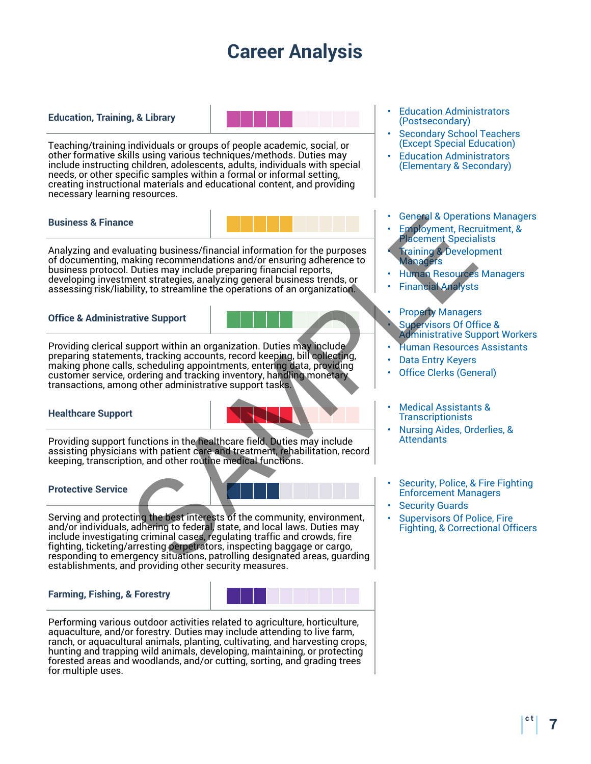# Career Analysis

### Education, Training, & Library

Teaching/training individuals or groups of people academic, social, or other formative skills using various techniques/methods. Duties may include instructing children, adolescents, adults, individuals with special needs, or other specific samples within a formal or informal setting, creating instructional materials and educational content, and providing necessary learning resources.

- Education Administrators (Postsecondary)
- Secondary School Teachers (Except Special Education)
- Education Administrators (Elementary & Secondary)

### Business & Finance

Analyzing and evaluating business/financial information for the purposes of documenting, making recommendations and/or ensuring adherence to business protocol. Duties may include preparing financial reports, developing investment strategies, analyzing general business trends, or assessing risk/liability, to streamline the operations of an organization.

- General & Operations Managers
- Employment, Recruitment, & Placement Specialists
- Training & Development Managers
- Human Resources Managers
- Financial Analysts

### Office & Administrative Support

Providing clerical support within an organization. Duties may include preparing statements, tracking accounts, record keeping, bill collecting, making phone calls, scheduling appointments, entering data, providing customer service, ordering and tracking inventory, handling monetary transactions, among other administrative support tasks.

- Property Managers
- Supervisors Of Office & Administrative Support Workers
- Human Resources Assistants
- Data Entry Keyers
- Office Clerks (General)

### Healthcare Support

Providing support functions in the healthcare field. Duties may include assisting physicians with patient care and treatment, rehabilitation, record keeping, transcription, and other routine medical functions.

- Medical Assistants & Transcriptionists
- Nursing Aides, Orderlies, & Attendants

### Protective Service

Serving and protecting the best interests of the community, environment, and/or individuals, adhering to federal, state, and local laws. Duties may include investigating criminal cases, regulating traffic and crowds, fire fighting, ticketing/arresting perpetrators, inspecting baggage or cargo, responding to emergency situations, patrolling designated areas, guarding establishments, and providing other security measures.

- Security, Police, & Fire Fighting Enforcement Managers
- Security Guards
- Supervisors Of Police, Fire Fighting, & Correctional Officers

### Farming, Fishing, & Forestry

Performing various outdoor activities related to agriculture, horticulture, aquaculture, and/or forestry. Duties may include attending to live farm, ranch, or aquacultural animals, planting, cultivating, and harvesting crops, hunting and trapping wild animals, developing, maintaining, or protecting forested areas and woodlands, and/or cutting, sorting, and grading trees for multiple uses.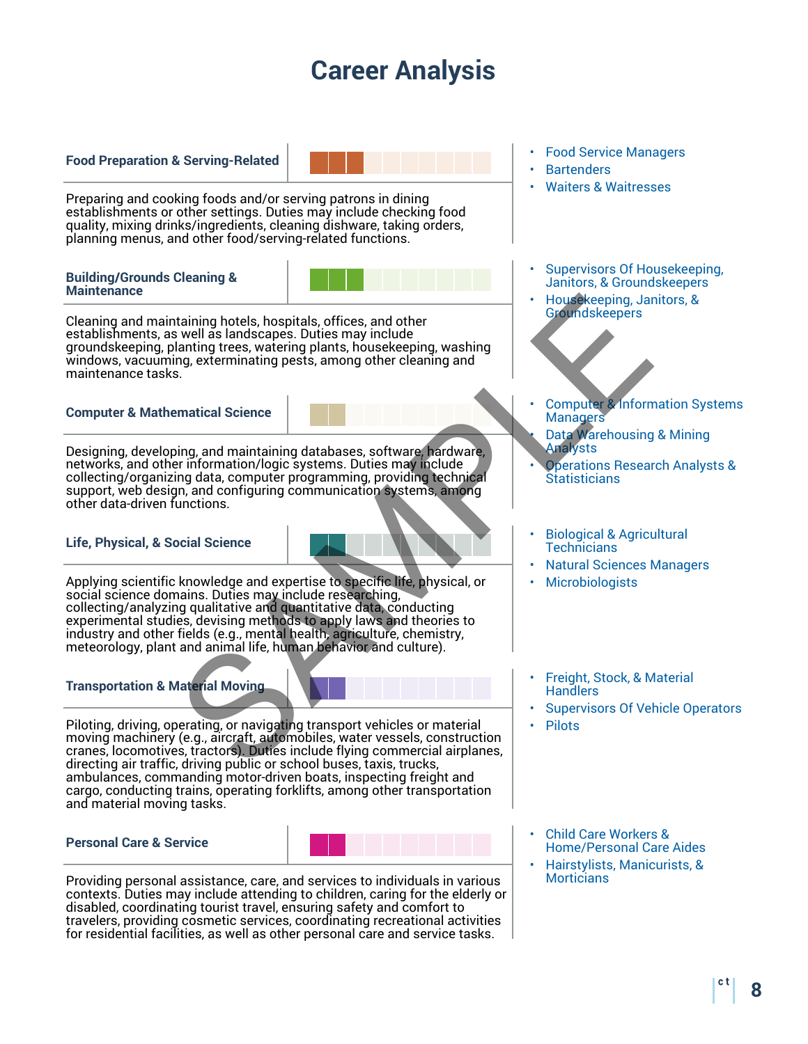# Career Analysis

### Food Preparation & Serving-Related

Preparing and cooking foods and/or serving patrons in dining establishments or other settings. Duties may include checking food quality, mixing drinks/ingredients, cleaning dishware, taking orders, planning menus, and other food/serving-related functions.

- Food Service Managers
- Bartenders
- Waiters & Waitresses

### Building/Grounds Cleaning & Maintenance

Cleaning and maintaining hotels, hospitals, offices, and other establishments, as well as landscapes. Duties may include groundskeeping, planting trees, watering plants, housekeeping, washing windows, vacuuming, exterminating pests, among other cleaning and maintenance tasks.

- Supervisors Of Housekeeping, Janitors, & Groundskeepers
- Housekeeping, Janitors, & Groundskeepers

### Computer & Mathematical Science

Designing, developing, and maintaining databases, software, hardware, networks, and other information/logic systems. Duties may include collecting/organizing data, computer programming, providing technical support, web design, and configuring communication systems, among other data-driven functions.

- Computer & Information Systems Managers
- Data Warehousing & Mining Analysts
- Operations Research Analysts & Statisticians

### Life, Physical, & Social Science

Applying scientific knowledge and expertise to specific life, physical, or social science domains. Duties may include researching, collecting/analyzing qualitative and quantitative data, conducting experimental studies, devising methods to apply laws and theories to industry and other fields (e.g., mental health, agriculture, chemistry, meteorology, plant and animal life, human behavior and culture).

- Biological & Agricultural Technicians
- Natural Sciences Managers
- Microbiologists

### Transportation & Material Moving

Piloting, driving, operating, or navigating transport vehicles or material moving machinery (e.g., aircraft, automobiles, water vessels, construction cranes, locomotives, tractors). Duties include flying commercial airplanes, directing air traffic, driving public or school buses, taxis, trucks, ambulances, commanding motor-driven boats, inspecting freight and cargo, conducting trains, operating forklifts, among other transportation and material moving tasks.

- Freight, Stock, & Material Handlers
- Supervisors Of Vehicle Operators
- Pilots

### Personal Care & Service

Providing personal assistance, care, and services to individuals in various contexts. Duties may include attending to children, caring for the elderly or disabled, coordinating tourist travel, ensuring safety and comfort to travelers, providing cosmetic services, coordinating recreational activities for residential facilities, as well as other personal care and service tasks.

- Child Care Workers & Home/Personal Care Aides
- Hairstylists, Manicurists, & Morticians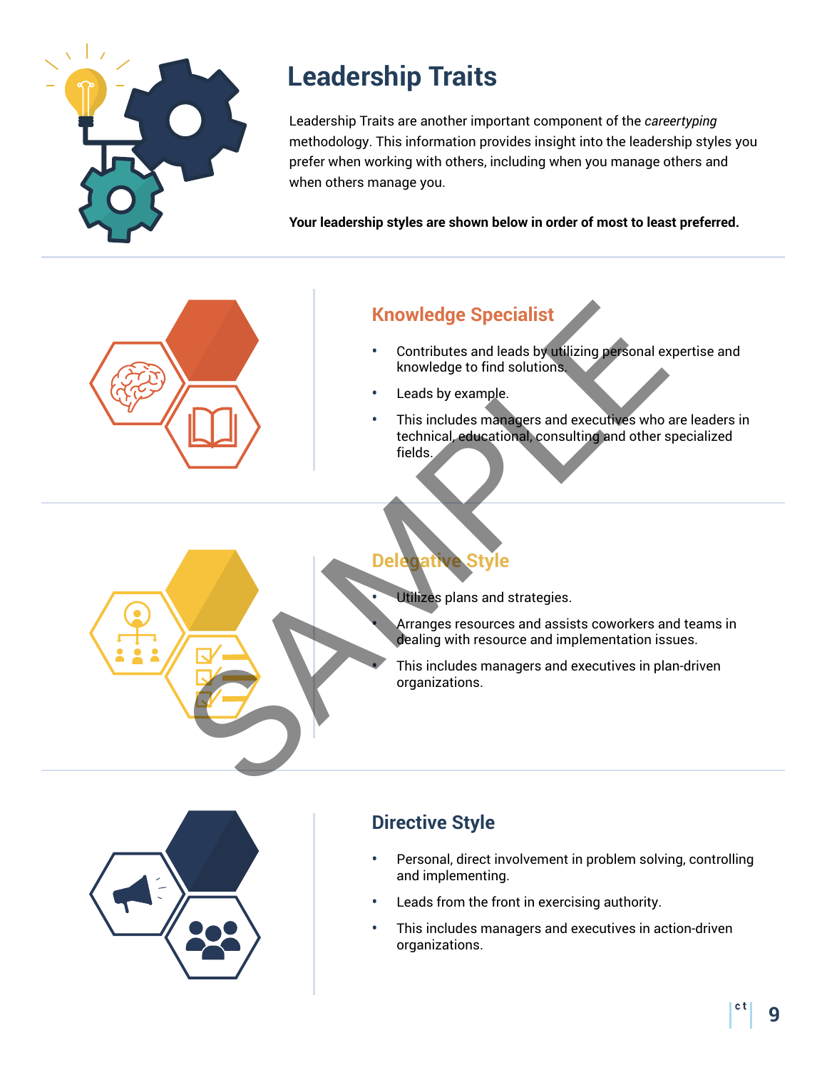# Leadership Traits

Leadership Traits are another important component of the *careertyping* methodology. This information provides insight into the leadership styles you prefer when working with others, including when you manage others and when others manage you.

**Your leadership styles are shown below in order of most to least preferred.**

## Knowledge Specialist

- Contributes and leads by utilizing personal expertise and knowledge to find solutions.
- Leads by example.
- This includes managers and executives who are leaders in technical, educational, consulting and other specialized fields.

## Delegative Style

- Utilizes plans and strategies.
- Arranges resources and assists coworkers and teams in dealing with resource and implementation issues.
- This includes managers and executives in plan-driven organizations.

## Directive Style

- Personal, direct involvement in problem solving, controlling and implementing.
- Leads from the front in exercising authority.
- This includes managers and executives in action-driven organizations.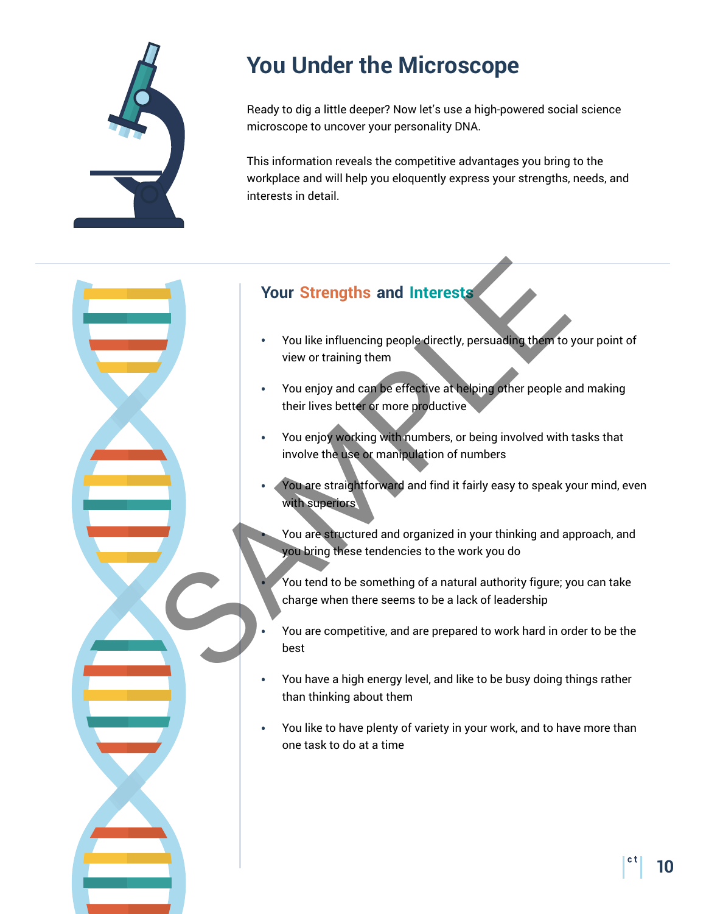# You Under the Microscope

Ready to dig a little deeper? Now let's use a high-powered social science microscope to uncover your personality DNA.

This information reveals the competitive advantages you bring to the workplace and will help you eloquently express your strengths, needs, and interests in detail.

## Your Strengths and Interests

- You like influencing people directly, persuading them to your point of view or training them
- You enjoy and can be effective at helping other people and making their lives better or more productive
- You enjoy working with numbers, or being involved with tasks that involve the use or manipulation of numbers
- You are straightforward and find it fairly easy to speak your mind, even with superiors
- You are structured and organized in your thinking and approach, and you bring these tendencies to the work you do
- You tend to be something of a natural authority figure; you can take charge when there seems to be a lack of leadership
- You are competitive, and are prepared to work hard in order to be the best
- You have a high energy level, and like to be busy doing things rather than thinking about them
- You like to have plenty of variety in your work, and to have more than one task to do at a time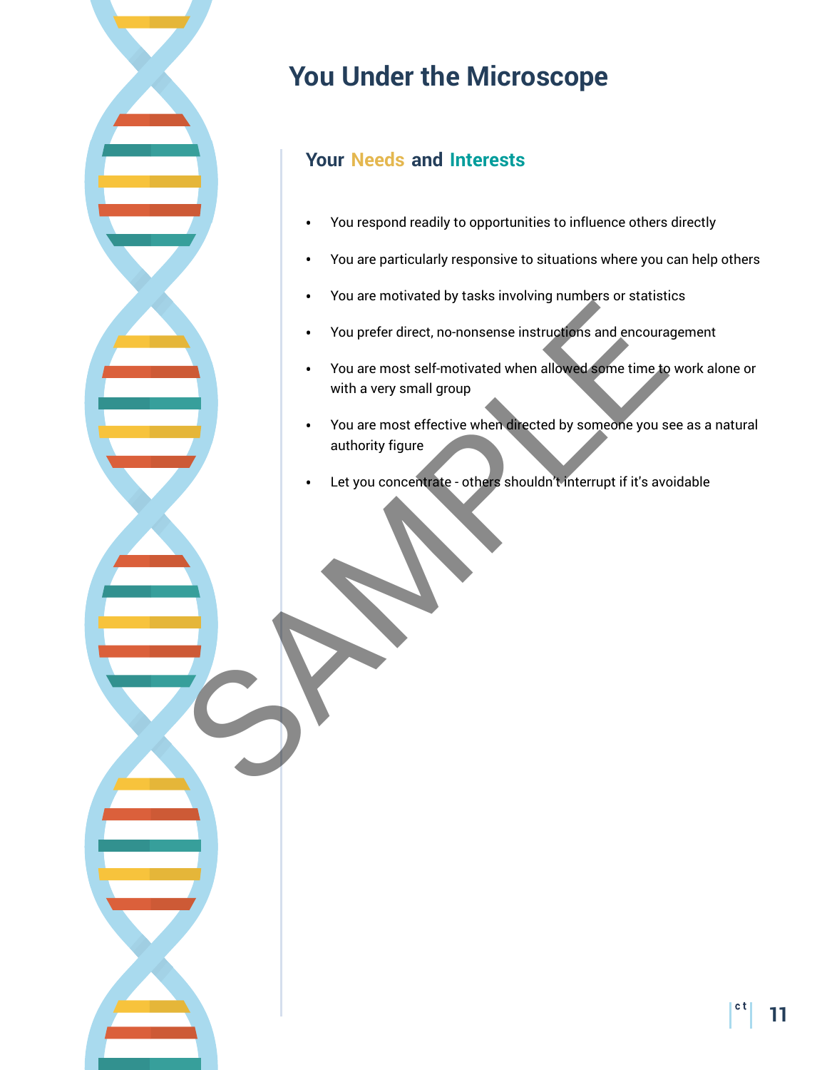# You Under the Microscope

## Your Needs and Interests

- You respond readily to opportunities to influence others directly
- You are particularly responsive to situations where you can help others
- You are motivated by tasks involving numbers or statistics
- You prefer direct, no-nonsense instructions and encouragement
- You are most self-motivated when allowed some time to work alone or with a very small group
- You are most effective when directed by someone you see as a natural authority figure
- Let you concentrate - others shouldn't interrupt if it's avoidable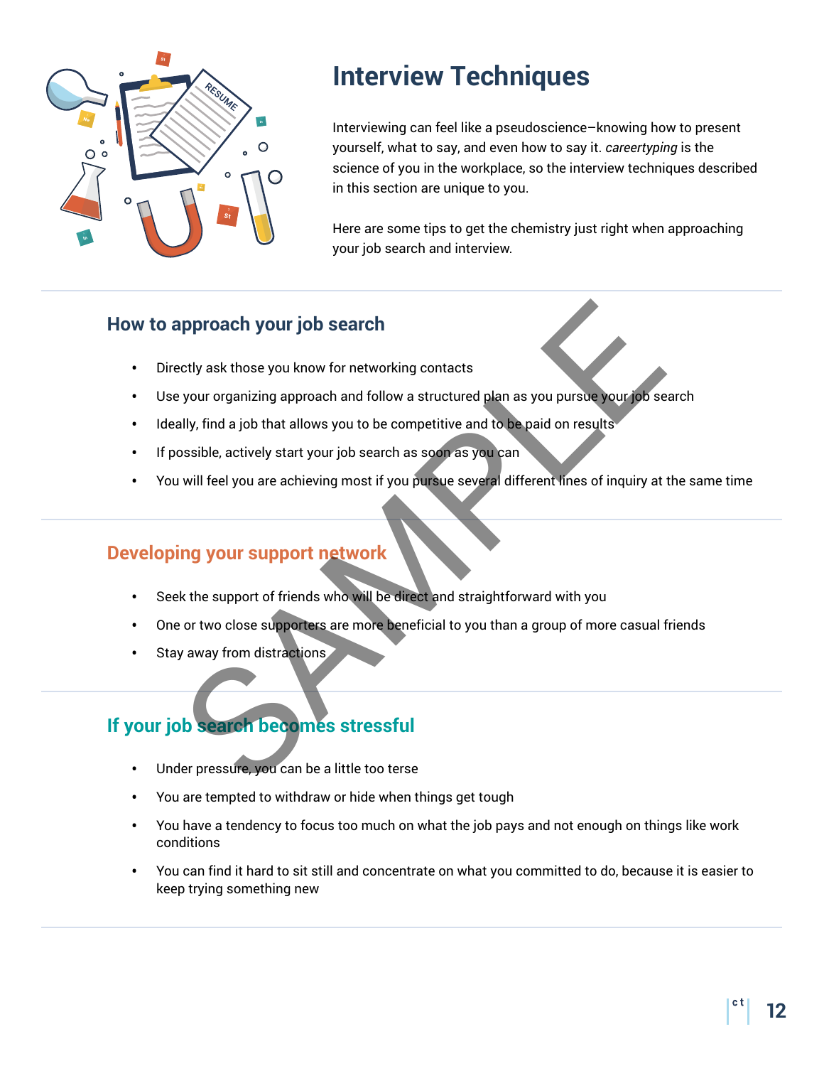# Interview Techniques

Interviewing can feel like a pseudoscience–knowing how to present yourself, what to say, and even how to say it. *careertyping* is the science of you in the workplace, so the interview techniques described in this section are unique to you.

Here are some tips to get the chemistry just right when approaching your job search and interview.

## How to approach your job search

- Directly ask those you know for networking contacts
- Use your organizing approach and follow a structured plan as you pursue your job search
- Ideally, find a job that allows you to be competitive and to be paid on results
- If possible, actively start your job search as soon as you can
- You will feel you are achieving most if you pursue several different lines of inquiry at the same time

## Developing your support network

- Seek the support of friends who will be direct and straightforward with you
- One or two close supporters are more beneficial to you than a group of more casual friends
- Stay away from distractions

## If your job search becomes stressful

- Under pressure, you can be a little too terse
- You are tempted to withdraw or hide when things get tough
- You have a tendency to focus too much on what the job pays and not enough on things like work conditions
- You can find it hard to sit still and concentrate on what you committed to do, because it is easier to keep trying something new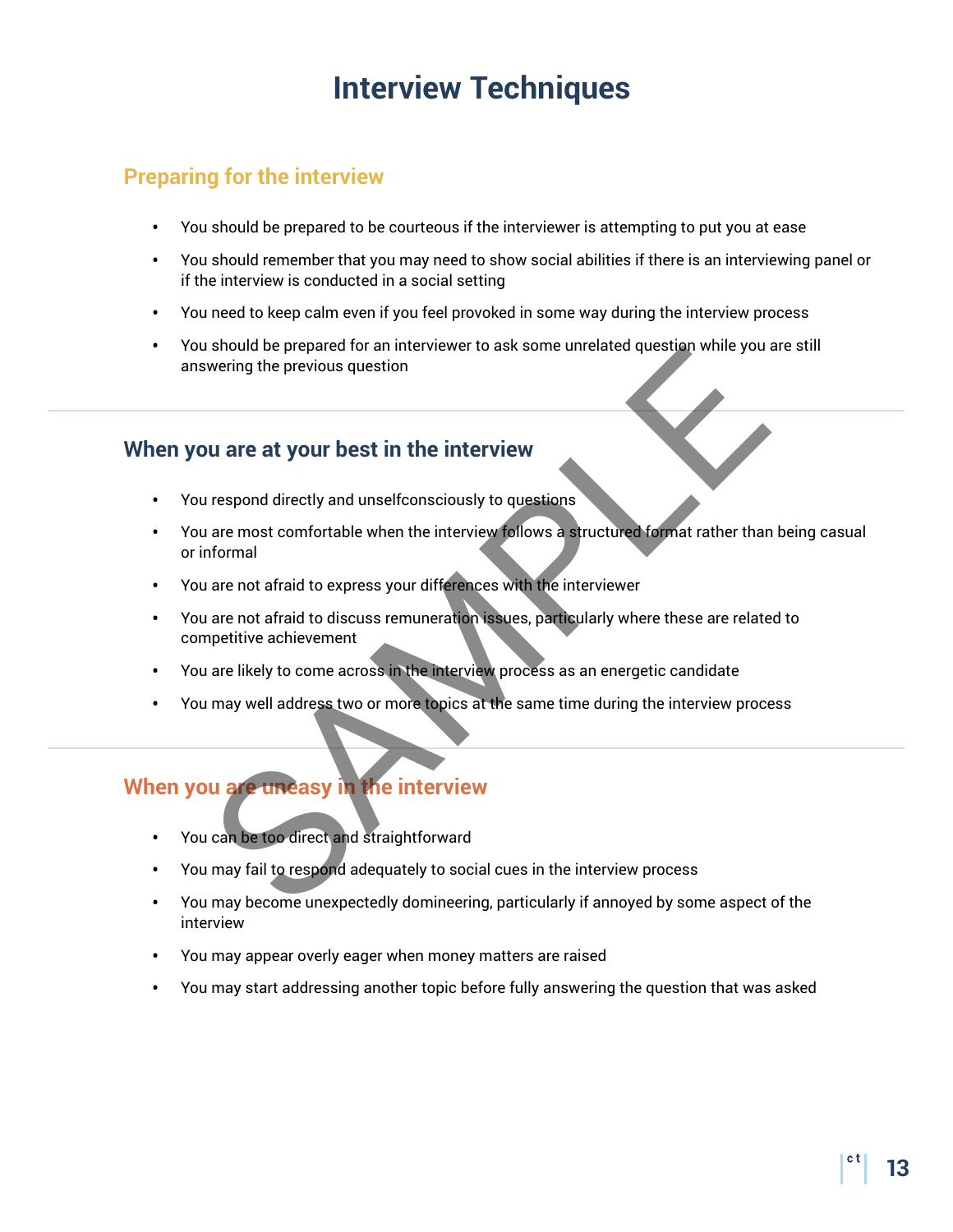# Interview Techniques

## Preparing for the interview

- You should be prepared to be courteous if the interviewer is attempting to put you at ease
- You should remember that you may need to show social abilities if there is an interviewing panel or if the interview is conducted in a social setting
- You need to keep calm even if you feel provoked in some way during the interview process
- You should be prepared for an interviewer to ask some unrelated question while you are still answering the previous question

## When you are at your best in the interview

- You respond directly and unselfconsciously to questions
- You are most comfortable when the interview follows a structured format rather than being casual or informal
- You are not afraid to express your differences with the interviewer
- You are not afraid to discuss remuneration issues, particularly where these are related to competitive achievement
- You are likely to come across in the interview process as an energetic candidate
- You may well address two or more topics at the same time during the interview process

## When you are uneasy in the interview

- You can be too direct and straightforward
- You may fail to respond adequately to social cues in the interview process
- You may become unexpectedly domineering, particularly if annoyed by some aspect of the interview
- You may appear overly eager when money matters are raised
- You may start addressing another topic before fully answering the question that was asked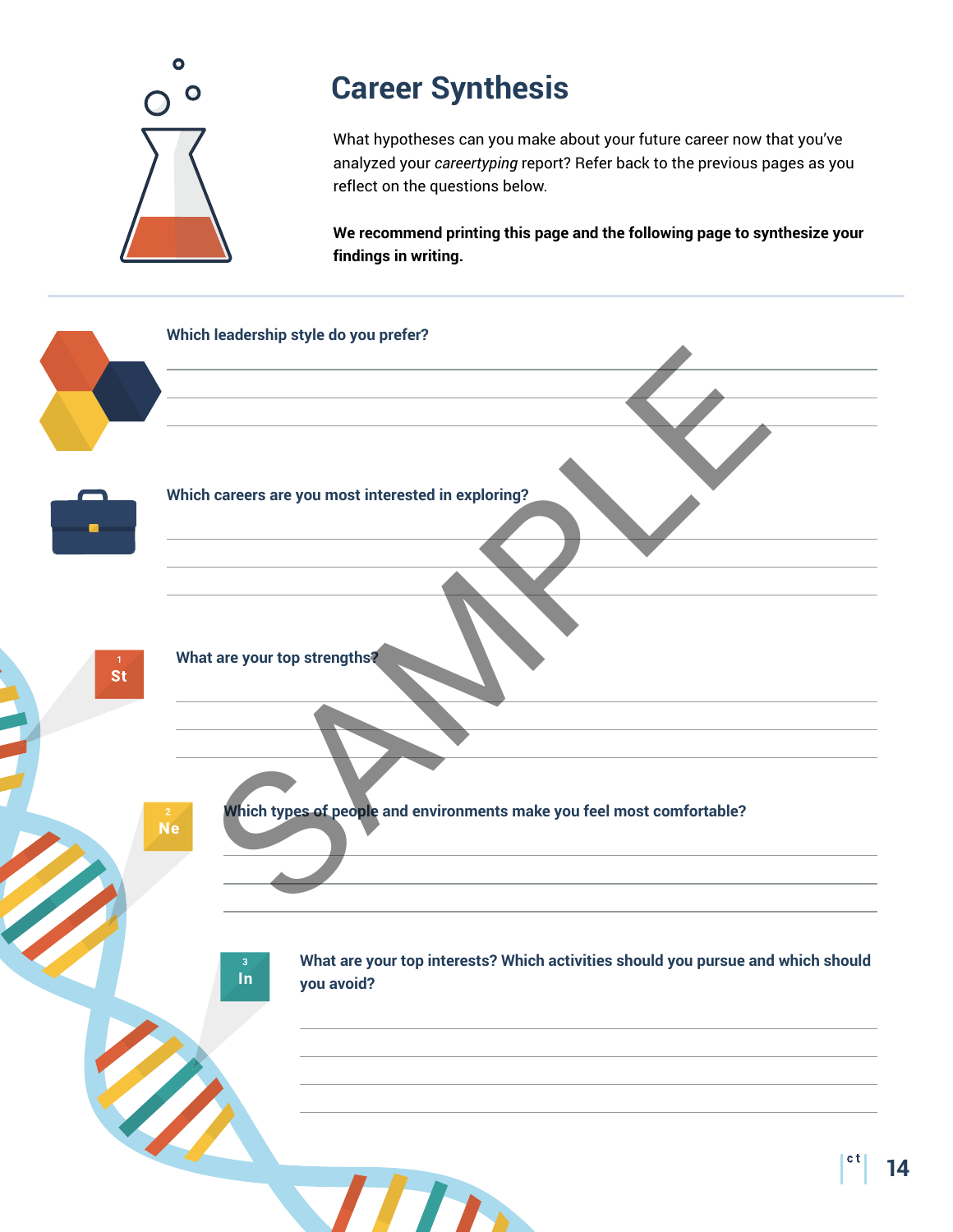# Career Synthesis

What hypotheses can you make about your future career now that you've analyzed your *careertyping* report? Refer back to the previous pages as you reflect on the questions below.

**We recommend printing this page and the following page to synthesize your findings in writing.**

**Which leadership style do you prefer?**

**Which careers are you most interested in exploring?**

**What are your top strengths?**

**Which types of people and environments make you feel most comfortable?**

**What are your top interests? Which activities should you pursue and which should you avoid?**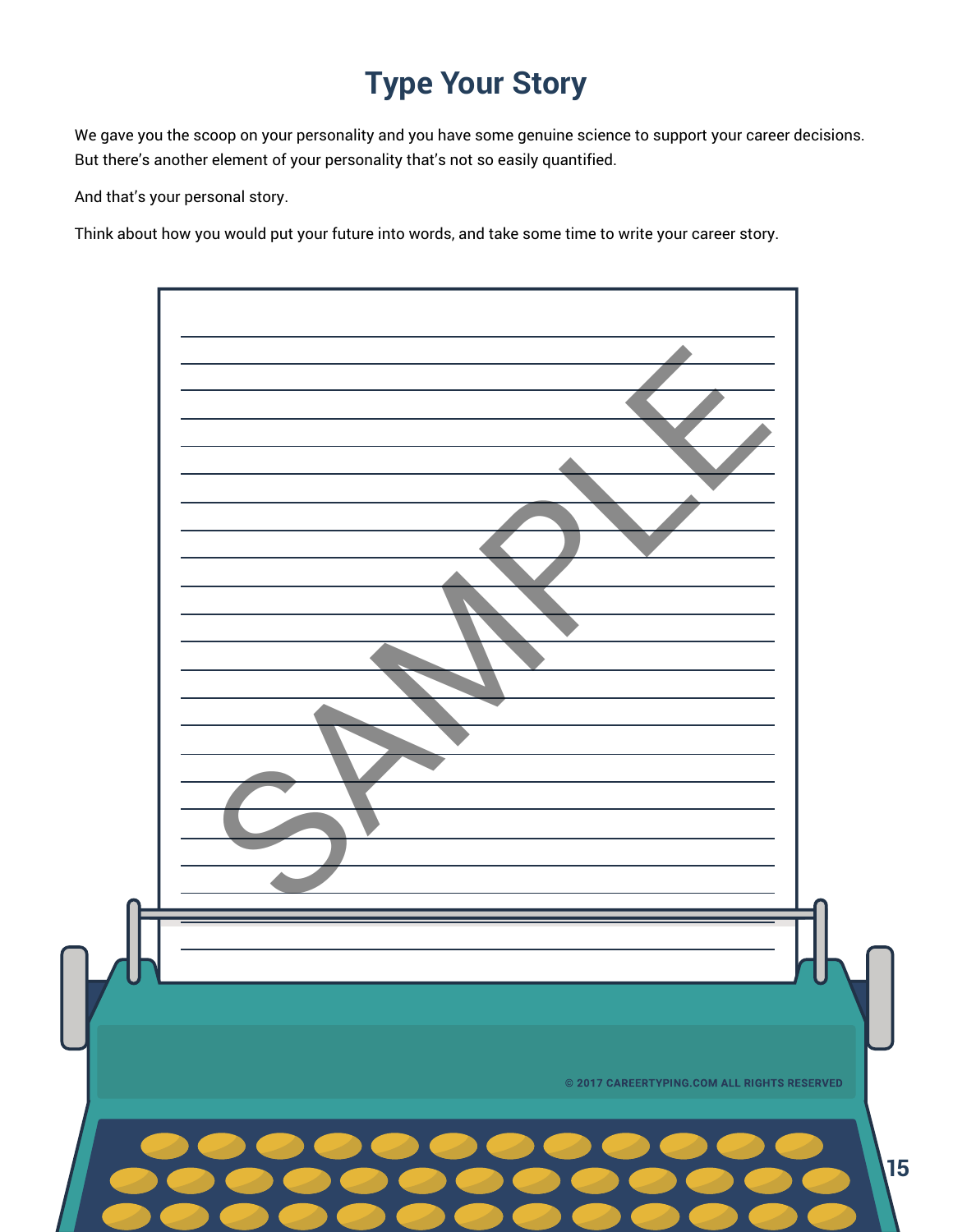# Type Your Story

We gave you the scoop on your personality and you have some genuine science to support your career decisions. But there's another element of your personality that's not so easily quantified.

And that's your personal story.

Think about how you would put your future into words, and take some time to write your career story.

SAMPLE

© 2017 CAREERTYPING.COM ALL RIGHTS RESERVED